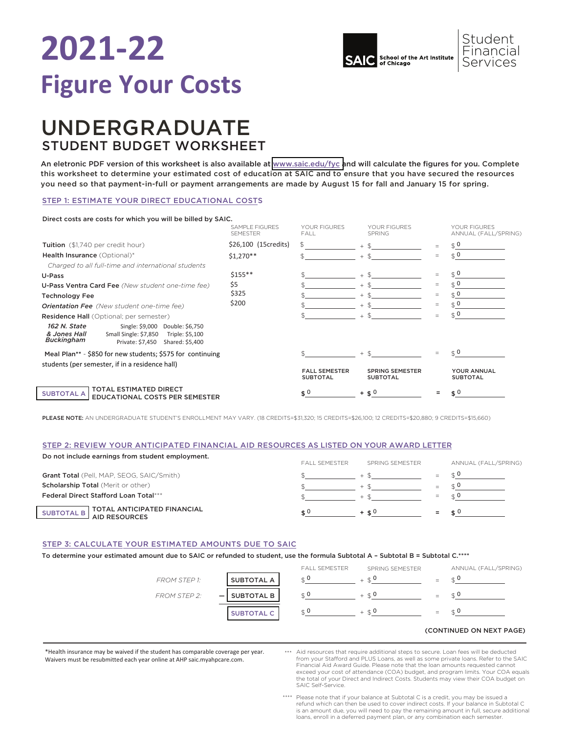# 2021-22

# Figure Your Costs

SAIC School of the Art Institute of Chicago | Student Financial Services

## UNDERGRADUATE

### STUDENT BUDGET WORKSHEET

An eletronic PDF version of this worksheet is also available at www.saic.edu/fyc and will calculate the figures for you. Complete this worksheet to determine your estimated cost of education at SAIC and to ensure that you have secured the resources you need so that payment-in-full or payment arrangements are made by August 15 for fall and January 15 for spring.

### STEP 1: ESTIMATE YOUR DIRECT EDUCATIONAL COSTS

Direct costs are costs for which you will be billed by SAIC.

| | SAMPLE FIGURES SEMESTER | YOUR FIGURES FALL | | YOUR FIGURES SPRING | | YOUR FIGURES ANNUAL (FALL/SPRING) |
|---|---|---|---|---|---|---|
| **Tuition** ($1,740 per credit hour) | $26,100 (15credits) | $ | + | $ | = | $ 0 |
| **Health Insurance** (Optional)* *Charged to all full-time and international students* | $1,270** | $ | + | $ | = | $ 0 |
| **U-Pass** | $155** | $ | + | $ | = | $ 0 |
| **U-Pass Ventra Card Fee** *(New student one-time fee)* | $5 | $ | + | $ | = | $ 0 |
| **Technology Fee** | $325 | $ | + | $ | = | $ 0 |
| ***Orientation Fee*** *(New student one-time fee)* | $200 | $ | + | $ | = | $ 0 |
| **Residence Hall** (Optional; per semester) | | $ | + | $ | = | $ 0 |
| ***162 N. State & Jones Hall Buckingham*** Single: $9,000 Double: $6,750 Small Single: $7,850 Triple: $5,100 Private: $7,450 Shared: $5,400 | | | | | | |
| Meal Plan** - $850 for new students; $575 for continuing students (per semester, if in a residence hall) | | $ | + | $ | = | $ 0 |
| | | FALL SEMESTER SUBTOTAL | | SPRING SEMESTER SUBTOTAL | | YOUR ANNUAL SUBTOTAL |
| SUBTOTAL A — TOTAL ESTIMATED DIRECT EDUCATIONAL COSTS PER SEMESTER | | $ 0 | + | $ 0 | = | $ 0 |

**PLEASE NOTE:** AN UNDERGRADUATE STUDENT'S ENROLLMENT MAY VARY. (18 CREDITS=$31,320; 15 CREDITS=$26,100; 12 CREDITS=$20,880; 9 CREDITS=$15,660)

### STEP 2: REVIEW YOUR ANTICIPATED FINANCIAL AID RESOURCES AS LISTED ON YOUR AWARD LETTER

Do not include earnings from student employment.

| | FALL SEMESTER | | SPRING SEMESTER | | ANNUAL (FALL/SPRING) |
|---|---|---|---|---|---|
| **Grant Total** (Pell, MAP, SEOG, SAIC/Smith) | $ | + | $ | = | $ 0 |
| **Scholarship Total** (Merit or other) | $ | + | $ | = | $ 0 |
| **Federal Direct Stafford Loan Total***** | $ | + | $ | = | $ 0 |
| SUBTOTAL B — TOTAL ANTICIPATED FINANCIAL AID RESOURCES | $ 0 | + | $ 0 | = | $ 0 |

### STEP 3: CALCULATE YOUR ESTIMATED AMOUNTS DUE TO SAIC

To determine your estimated amount due to SAIC or refunded to student, use the formula Subtotal A – Subtotal B = Subtotal C.****

| | | FALL SEMESTER | | SPRING SEMESTER | | ANNUAL (FALL/SPRING) |
|---|---|---|---|---|---|---|
| *FROM STEP 1:* | SUBTOTAL A | $ 0 | + | $ 0 | = | $ 0 |
| *FROM STEP 2:* | – SUBTOTAL B | $ 0 | + | $ 0 | = | $ 0 |
| | SUBTOTAL C | $ 0 | + | $ 0 | = | $ 0 |

(CONTINUED ON NEXT PAGE)

*Health insurance may be waived if the student has comparable coverage per year. Waivers must be resubmitted each year online at AHP saic.myahpcare.com.

*** Aid resources that require additional steps to secure. Loan fees will be deducted from your Stafford and PLUS Loans, as well as some private loans. Refer to the SAIC Financial Aid Award Guide. Please note that the loan amounts requested cannot exceed your cost of attendance (COA) budget, and program limits. Your COA equals the total of your Direct and Indirect Costs. Students may view their COA budget on SAIC Self-Service.

**** Please note that if your balance at Subtotal C is a credit, you may be issued a refund which can then be used to cover indirect costs. If your balance in Subtotal C is an amount due, you will need to pay the remaining amount in full, secure additional loans, enroll in a deferred payment plan, or any combination each semester.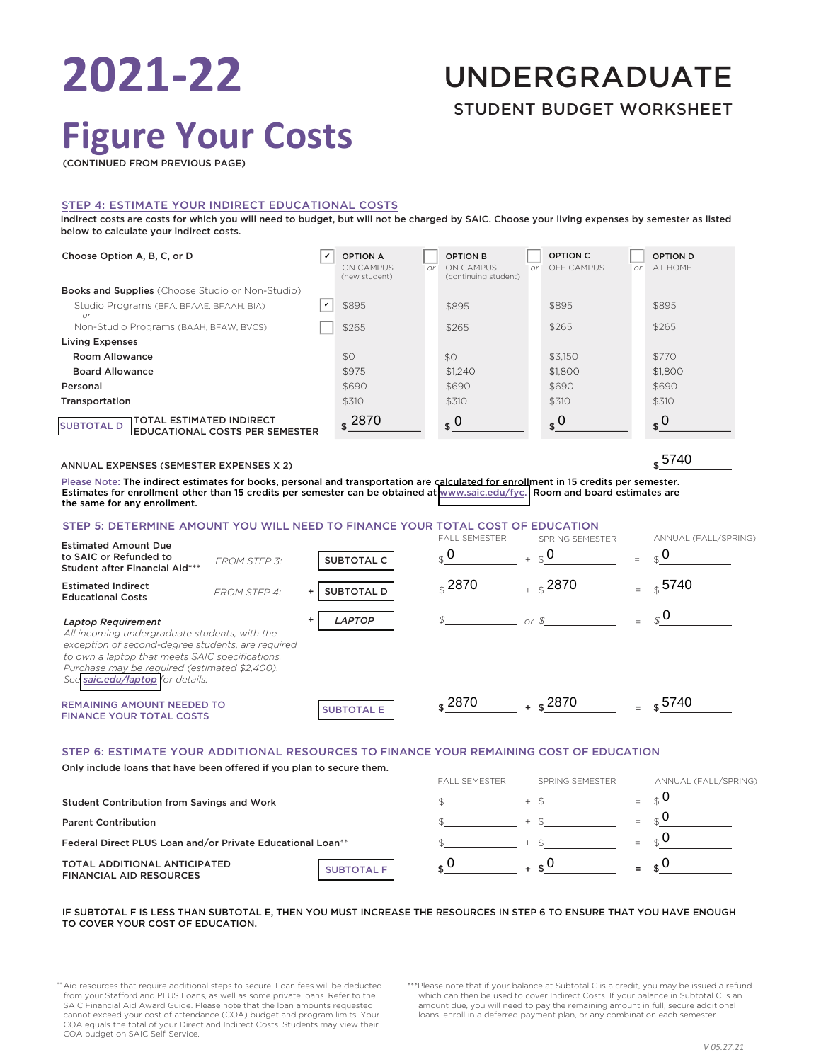# 2021-22

# UNDERGRADUATE

## STUDENT BUDGET WORKSHEET

# Figure Your Costs

(CONTINUED FROM PREVIOUS PAGE)

## STEP 4: ESTIMATE YOUR INDIRECT EDUCATIONAL COSTS

**Indirect costs are costs for which you will need to budget, but will not be charged by SAIC. Choose your living expenses by semester as listed below to calculate your indirect costs.**

| Choose Option A, B, C, or D | | ☑ OPTION A ON CAMPUS (new student) | or | ☐ OPTION B ON CAMPUS (continuing student) | or | ☐ OPTION C OFF CAMPUS | or | ☐ OPTION D AT HOME |
|---|---|---|---|---|---|---|---|---|
| **Books and Supplies** (Choose Studio or Non-Studio) | | | | | | | | |
| Studio Programs (BFA, BFAAE, BFAAH, BIA) or | ☑ | $895 | | $895 | | $895 | | $895 |
| Non-Studio Programs (BAAH, BFAW, BVCS) | ☐ | $265 | | $265 | | $265 | | $265 |
| **Living Expenses** | | | | | | | | |
| Room Allowance | | $0 | | $0 | | $3,150 | | $770 |
| Board Allowance | | $975 | | $1,240 | | $1,800 | | $1,800 |
| **Personal** | | $690 | | $690 | | $690 | | $690 |
| **Transportation** | | $310 | | $310 | | $310 | | $310 |
| SUBTOTAL D — TOTAL ESTIMATED INDIRECT EDUCATIONAL COSTS PER SEMESTER | | $ 2870 | | $ 0 | | $ 0 | | $ 0 |

ANNUAL EXPENSES (SEMESTER EXPENSES X 2) $ 5740

Please Note: **The indirect estimates for books, personal and transportation are calculated for enrollment in 15 credits per semester. Estimates for enrollment other than 15 credits per semester can be obtained at www.saic.edu/fyc. Room and board estimates are the same for any enrollment.**

## STEP 5: DETERMINE AMOUNT YOU WILL NEED TO FINANCE YOUR TOTAL COST OF EDUCATION

| | | | | FALL SEMESTER | | SPRING SEMESTER | | ANNUAL (FALL/SPRING) |
|---|---|---|---|---|---|---|---|---|
| **Estimated Amount Due to SAIC or Refunded to Student after Financial Aid***\*\*\* | *FROM STEP 3:* | | SUBTOTAL C | $ 0 | + | $ 0 | = | $ 0 |
| **Estimated Indirect Educational Costs** | *FROM STEP 4:* | + | SUBTOTAL D | $ 2870 | + | $ 2870 | = | $ 5740 |
| ***Laptop Requirement*** *All incoming undergraduate students, with the exception of second-degree students, are required to own a laptop that meets SAIC specifications. Purchase may be required (estimated $2,400). See saic.edu/laptop for details.* | | + | *LAPTOP* | $ | or | $ | = | $ 0 |
| REMAINING AMOUNT NEEDED TO FINANCE YOUR TOTAL COSTS | | | SUBTOTAL E | $ 2870 | + | $ 2870 | = | $ 5740 |

## STEP 6: ESTIMATE YOUR ADDITIONAL RESOURCES TO FINANCE YOUR REMAINING COST OF EDUCATION

**Only include loans that have been offered if you plan to secure them.**

| | | FALL SEMESTER | | SPRING SEMESTER | | ANNUAL (FALL/SPRING) |
|---|---|---|---|---|---|---|
| **Student Contribution from Savings and Work** | | $ | + | $ | = | $ 0 |
| **Parent Contribution** | | $ | + | $ | = | $ 0 |
| **Federal Direct PLUS Loan and/or Private Educational Loan**\*\* | | $ | + | $ | = | $ 0 |
| TOTAL ADDITIONAL ANTICIPATED FINANCIAL AID RESOURCES | SUBTOTAL F | $ 0 | + | $ 0 | = | $ 0 |

**IF SUBTOTAL F IS LESS THAN SUBTOTAL E, THEN YOU MUST INCREASE THE RESOURCES IN STEP 6 TO ENSURE THAT YOU HAVE ENOUGH TO COVER YOUR COST OF EDUCATION.**

\*\*Aid resources that require additional steps to secure. Loan fees will be deducted from your Stafford and PLUS Loans, as well as some private loans. Refer to the SAIC Financial Aid Award Guide. Please note that the loan amounts requested cannot exceed your cost of attendance (COA) budget and program limits. Your COA equals the total of your Direct and Indirect Costs. Students may view their COA budget on SAIC Self-Service.

\*\*\*Please note that if your balance at Subtotal C is a credit, you may be issued a refund which can then be used to cover Indirect Costs. If your balance in Subtotal C is an amount due, you will need to pay the remaining amount in full, secure additional loans, enroll in a deferred payment plan, or any combination each semester.

*V 05.27.21*